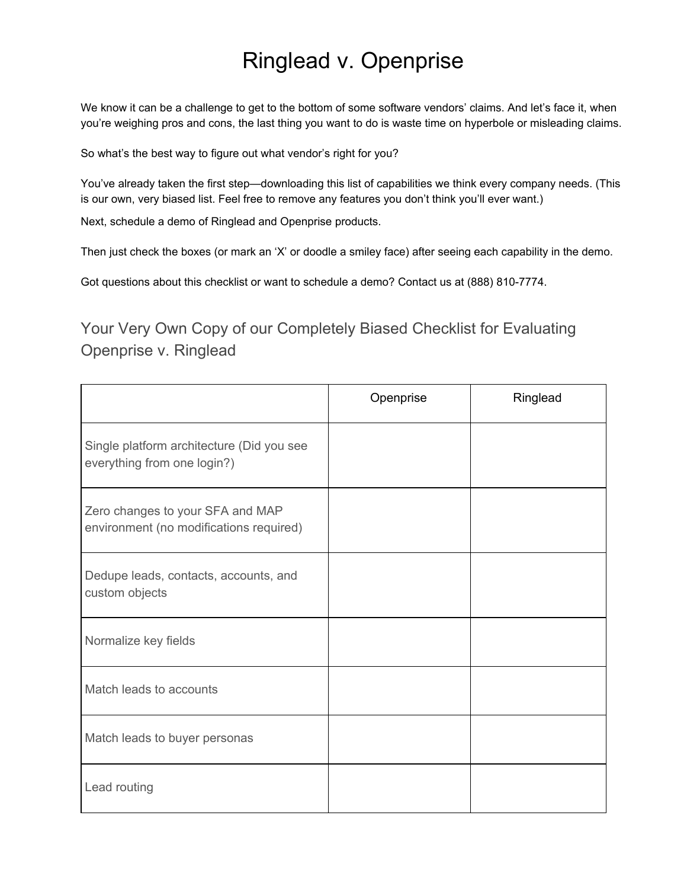# Ringlead v. Openprise

We know it can be a challenge to get to the bottom of some software vendors' claims. And let's face it, when you're weighing pros and cons, the last thing you want to do is waste time on hyperbole or misleading claims.

So what's the best way to figure out what vendor's right for you?

You've already taken the first step—downloading this list of capabilities we think every company needs. (This is our own, very biased list. Feel free to remove any features you don't think you'll ever want.)

Next, schedule a demo of Ringlead and Openprise products.

Then just check the boxes (or mark an 'X' or doodle a smiley face) after seeing each capability in the demo.

Got questions about this checklist or want to schedule a demo? Contact us at (888) 810-7774.

## Your Very Own Copy of our Completely Biased Checklist for Evaluating Openprise v. Ringlead

| | Openprise | Ringlead |
|---|---|---|
| Single platform architecture (Did you see everything from one login?) | | |
| Zero changes to your SFA and MAP environment (no modifications required) | | |
| Dedupe leads, contacts, accounts, and custom objects | | |
| Normalize key fields | | |
| Match leads to accounts | | |
| Match leads to buyer personas | | |
| Lead routing | | |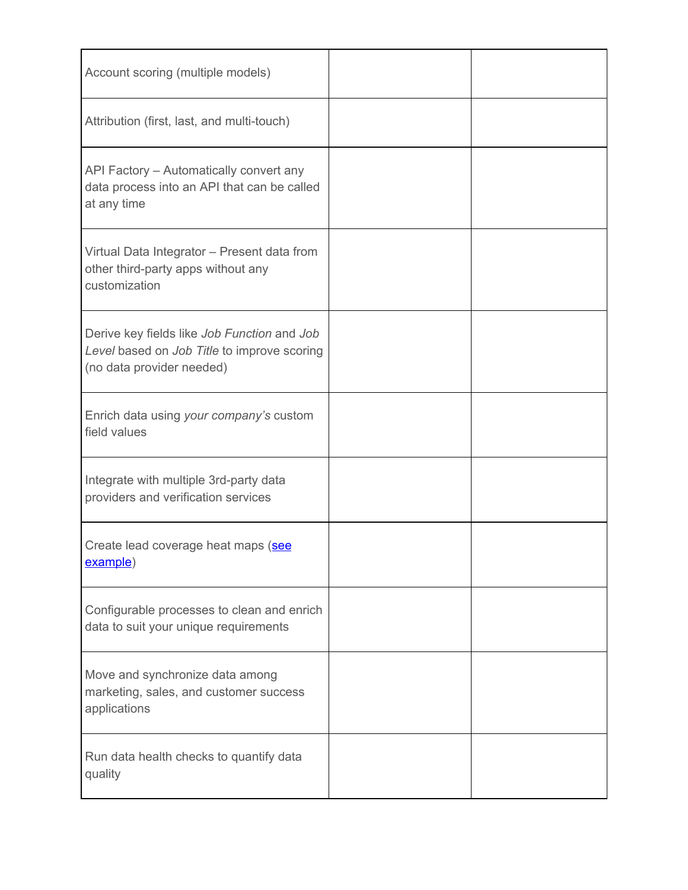| | | |
|---|---|---|
| Account scoring (multiple models) | | |
| Attribution (first, last, and multi-touch) | | |
| API Factory – Automatically convert any data process into an API that can be called at any time | | |
| Virtual Data Integrator – Present data from other third-party apps without any customization | | |
| Derive key fields like *Job Function* and *Job Level* based on *Job Title* to improve scoring (no data provider needed) | | |
| Enrich data using *your company's* custom field values | | |
| Integrate with multiple 3rd-party data providers and verification services | | |
| Create lead coverage heat maps (see example) | | |
| Configurable processes to clean and enrich data to suit your unique requirements | | |
| Move and synchronize data among marketing, sales, and customer success applications | | |
| Run data health checks to quantify data quality | | |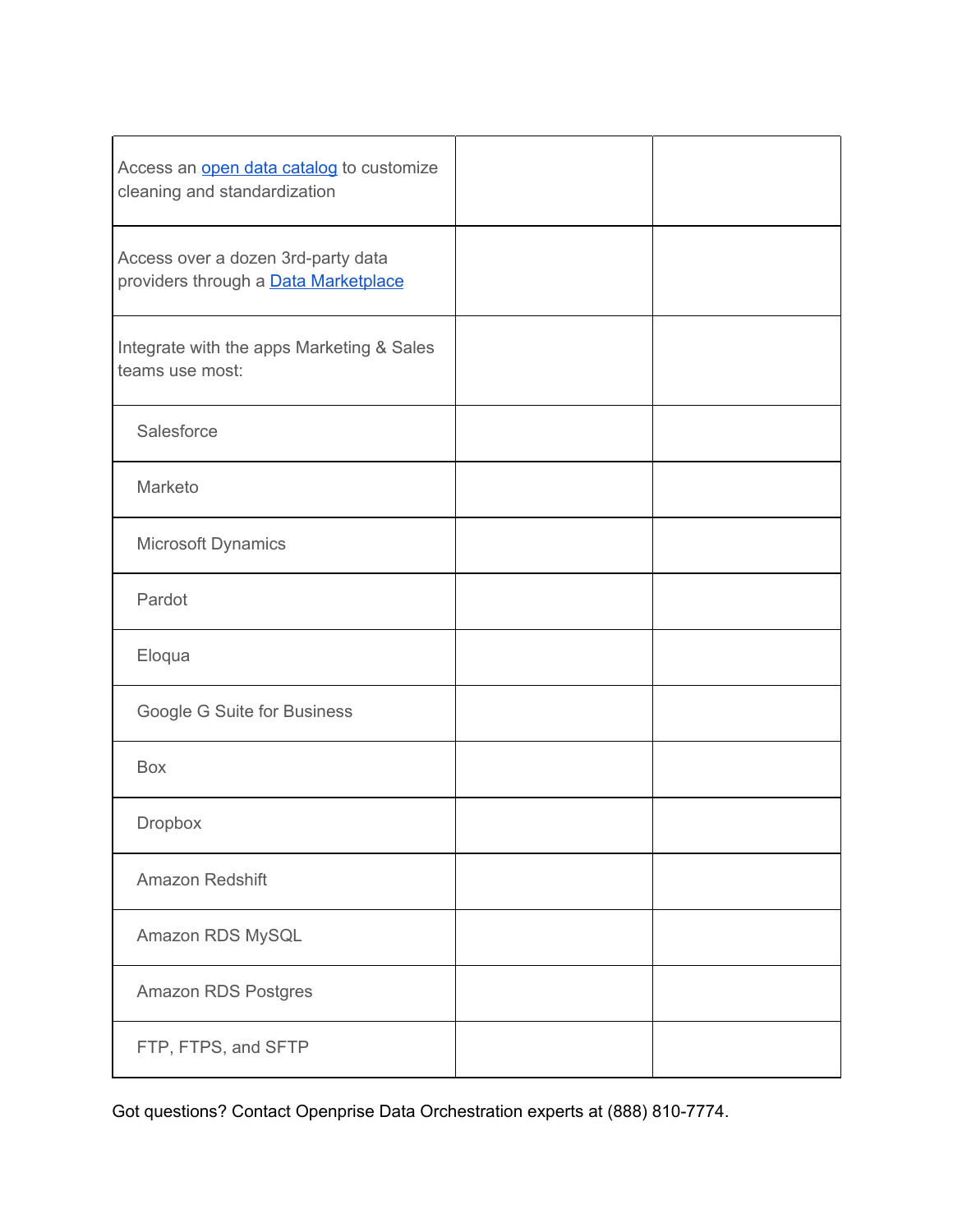| | | |
|---|---|---|
| Access an open data catalog to customize cleaning and standardization | | |
| Access over a dozen 3rd-party data providers through a Data Marketplace | | |
| Integrate with the apps Marketing & Sales teams use most: | | |
| Salesforce | | |
| Marketo | | |
| Microsoft Dynamics | | |
| Pardot | | |
| Eloqua | | |
| Google G Suite for Business | | |
| Box | | |
| Dropbox | | |
| Amazon Redshift | | |
| Amazon RDS MySQL | | |
| Amazon RDS Postgres | | |
| FTP, FTPS, and SFTP | | |

Got questions? Contact Openprise Data Orchestration experts at (888) 810-7774.